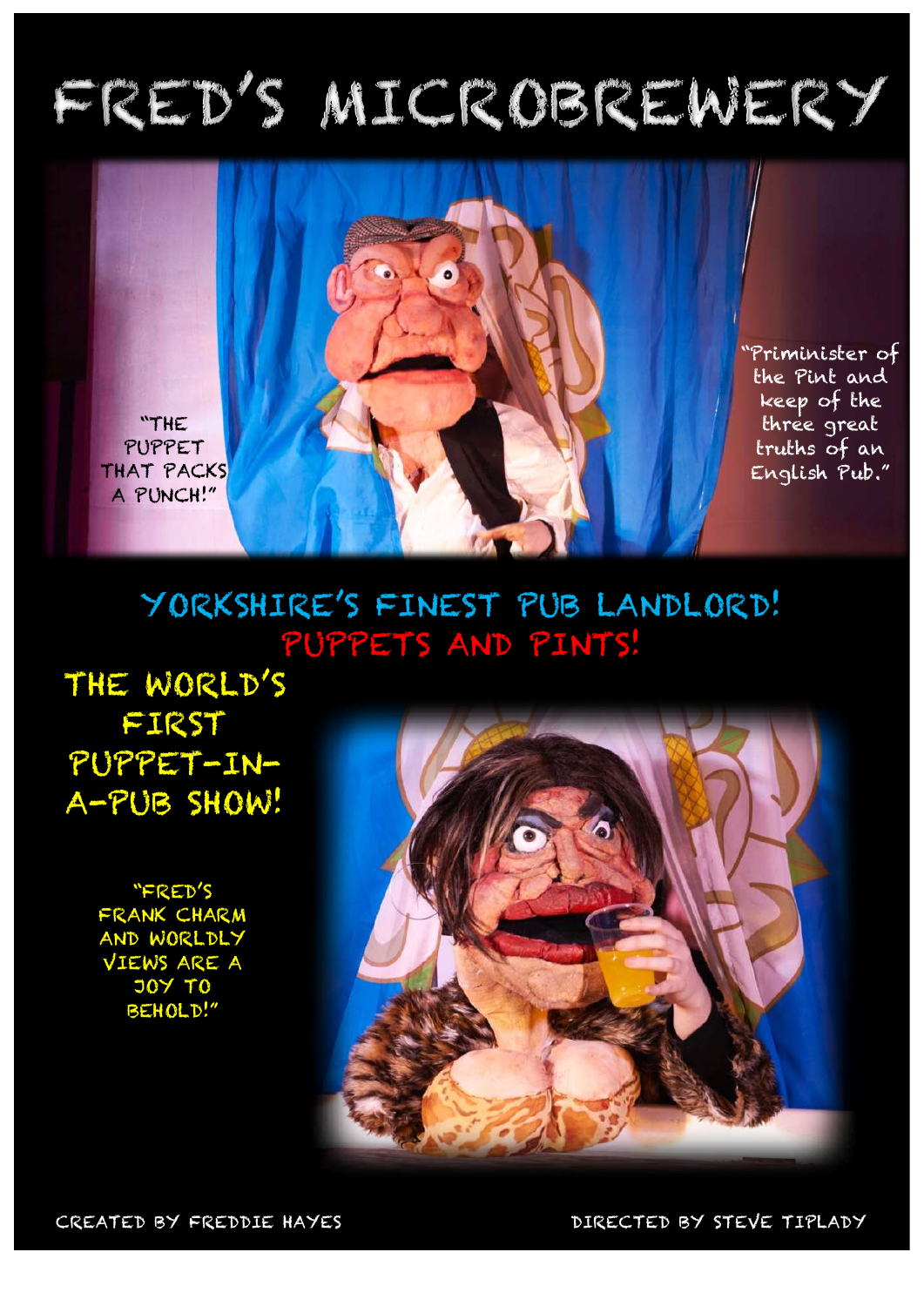# FRED'S MICROBREWERY

"THE PUPPET THAT PACKS A PUNCH!"

"Priminister of the Pint and keep of the three great truths of an English Pub."

## YORKSHIRE'S FINEST PUB LANDLORD!

## PUPPETS AND PINTS!

## THE WORLD'S FIRST PUPPET-IN-A-PUB SHOW!

"FRED'S FRANK CHARM AND WORLDLY VIEWS ARE A JOY TO BEHOLD!"

CREATED BY FREDDIE HAYES

DIRECTED BY STEVE TIPLADY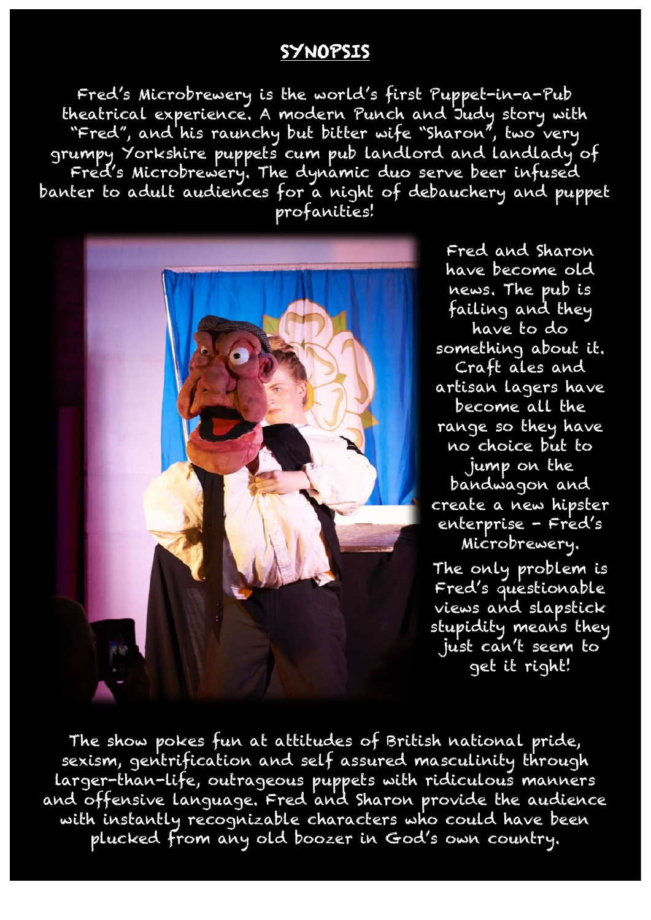## SYNOPSIS

Fred's Microbrewery is the world's first Puppet-in-a-Pub theatrical experience. A modern Punch and Judy story with "Fred", and his raunchy but bitter wife "Sharon", two very grumpy Yorkshire puppets cum pub landlord and landlady of Fred's Microbrewery. The dynamic duo serve beer infused banter to adult audiences for a night of debauchery and puppet profanities!

Fred and Sharon have become old news. The pub is failing and they have to do something about it. Craft ales and artisan lagers have become all the range so they have no choice but to jump on the bandwagon and create a new hipster enterprise - Fred's Microbrewery.

The only problem is Fred's questionable views and slapstick stupidity means they just can't seem to get it right!

The show pokes fun at attitudes of British national pride, sexism, gentrification and self assured masculinity through larger-than-life, outrageous puppets with ridiculous manners and offensive language. Fred and Sharon provide the audience with instantly recognizable characters who could have been plucked from any old boozer in God's own country.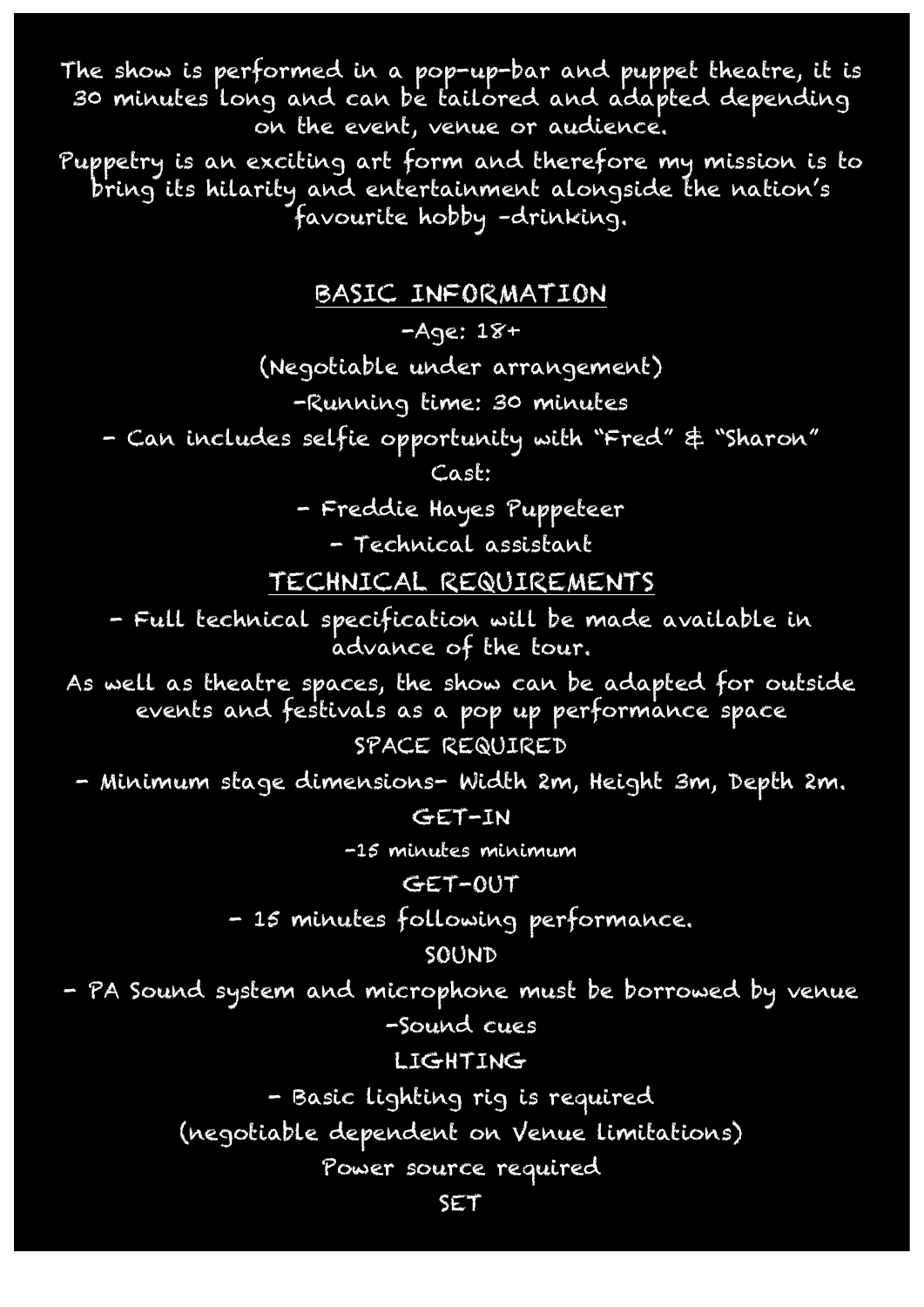The show is performed in a pop-up-bar and puppet theatre, it is 30 minutes long and can be tailored and adapted depending on the event, venue or audience.

Puppetry is an exciting art form and therefore my mission is to bring its hilarity and entertainment alongside the nation's favourite hobby -drinking.

## BASIC INFORMATION

-Age: 18+

(Negotiable under arrangement)

-Running time: 30 minutes

- Can includes selfie opportunity with "Fred" & "Sharon"

Cast:

- Freddie Hayes Puppeteer
- Technical assistant

## TECHNICAL REQUIREMENTS

- Full technical specification will be made available in advance of the tour.

As well as theatre spaces, the show can be adapted for outside events and festivals as a pop up performance space

### SPACE REQUIRED

- Minimum stage dimensions- Width 2m, Height 3m, Depth 2m.

### GET-IN

-15 minutes minimum

### GET-OUT

- 15 minutes following performance.

### SOUND

- PA Sound system and microphone must be borrowed by venue

-Sound cues

### LIGHTING

- Basic lighting rig is required

(negotiable dependent on Venue limitations)

Power source required

### SET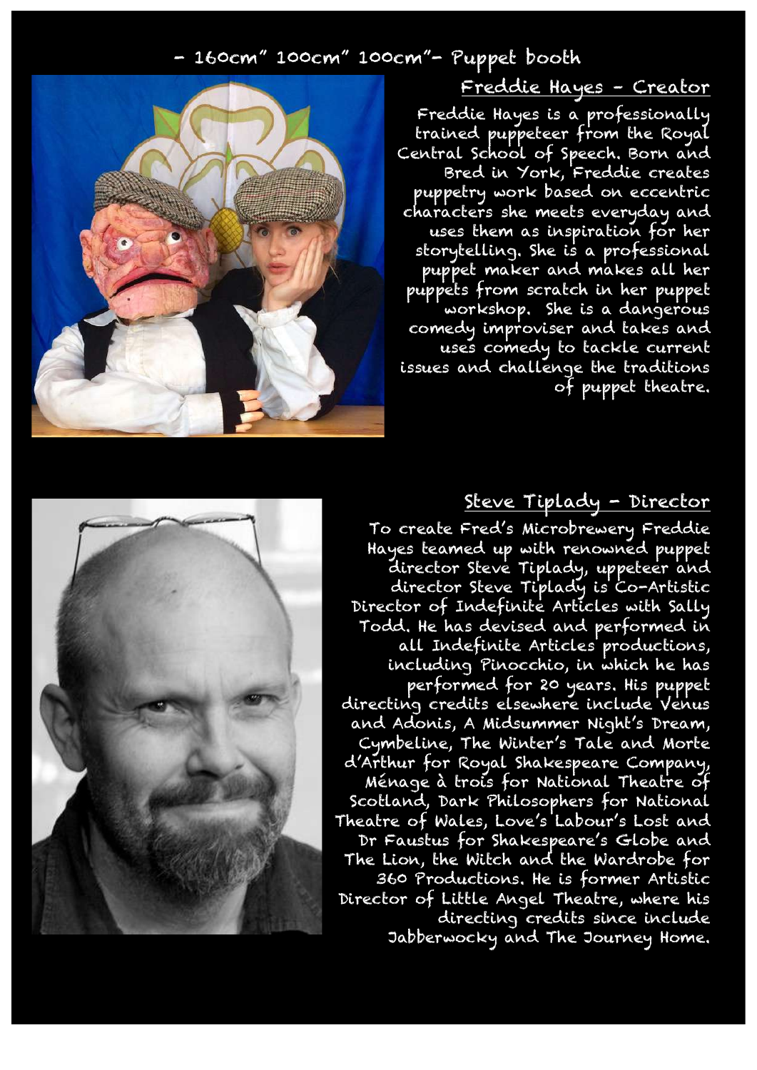- 160cm" 100cm" 100cm"- Puppet booth

## Freddie Hayes - Creator

Freddie Hayes is a professionally trained puppeteer from the Royal Central School of Speech. Born and Bred in York, Freddie creates puppetry work based on eccentric characters she meets everyday and uses them as inspiration for her storytelling. She is a professional puppet maker and makes all her puppets from scratch in her puppet workshop. She is a dangerous comedy improviser and takes and uses comedy to tackle current issues and challenge the traditions of puppet theatre.

## Steve Tiplady - Director

To create Fred's Microbrewery Freddie Hayes teamed up with renowned puppet director Steve Tiplady, uppeteer and director Steve Tiplady is Co-Artistic Director of Indefinite Articles with Sally Todd. He has devised and performed in all Indefinite Articles' productions, including Pinocchio, in which he has performed for 20 years. His puppet directing credits elsewhere include Venus and Adonis, A Midsummer Night's Dream, Cymbeline, The Winter's Tale and Morte d'Arthur for Royal Shakespeare Company, Ménage à trois for National Theatre of Scotland, Dark Philosophers for National Theatre of Wales, Love's Labour's Lost and Dr Faustus for Shakespeare's Globe and The Lion, the Witch and the Wardrobe for 360 Productions. He is former Artistic Director of Little Angel Theatre, where his directing credits since include Jabberwocky and The Journey Home.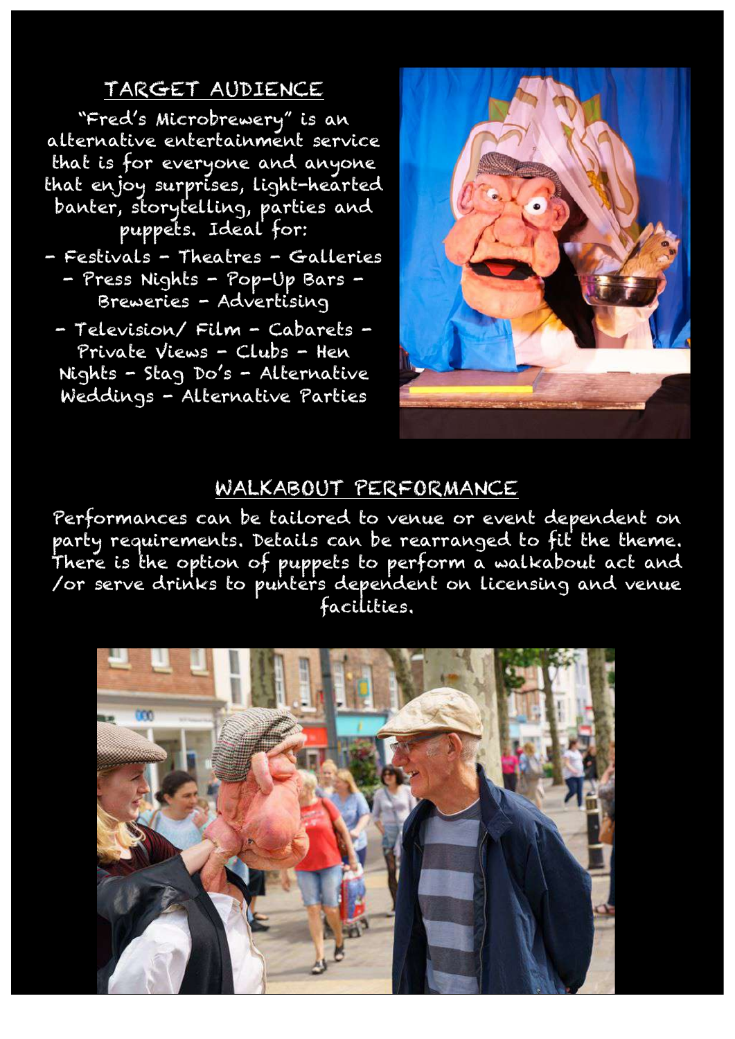## TARGET AUDIENCE

"Fred's Microbrewery" is an alternative entertainment service that is for everyone and anyone that enjoy surprises, light-hearted banter, storytelling, parties and puppets. Ideal for:

- Festivals - Theatres - Galleries - Press Nights - Pop-Up Bars - Breweries - Advertising
- Television/ Film - Cabarets - Private Views - Clubs - Hen Nights - Stag Do's - Alternative Weddings - Alternative Parties

## WALKABOUT PERFORMANCE

Performances can be tailored to venue or event dependent on party requirements. Details can be rearranged to fit the theme. There is the option of puppets to perform a walkabout act and /or serve drinks to punters dependent on licensing and venue facilities.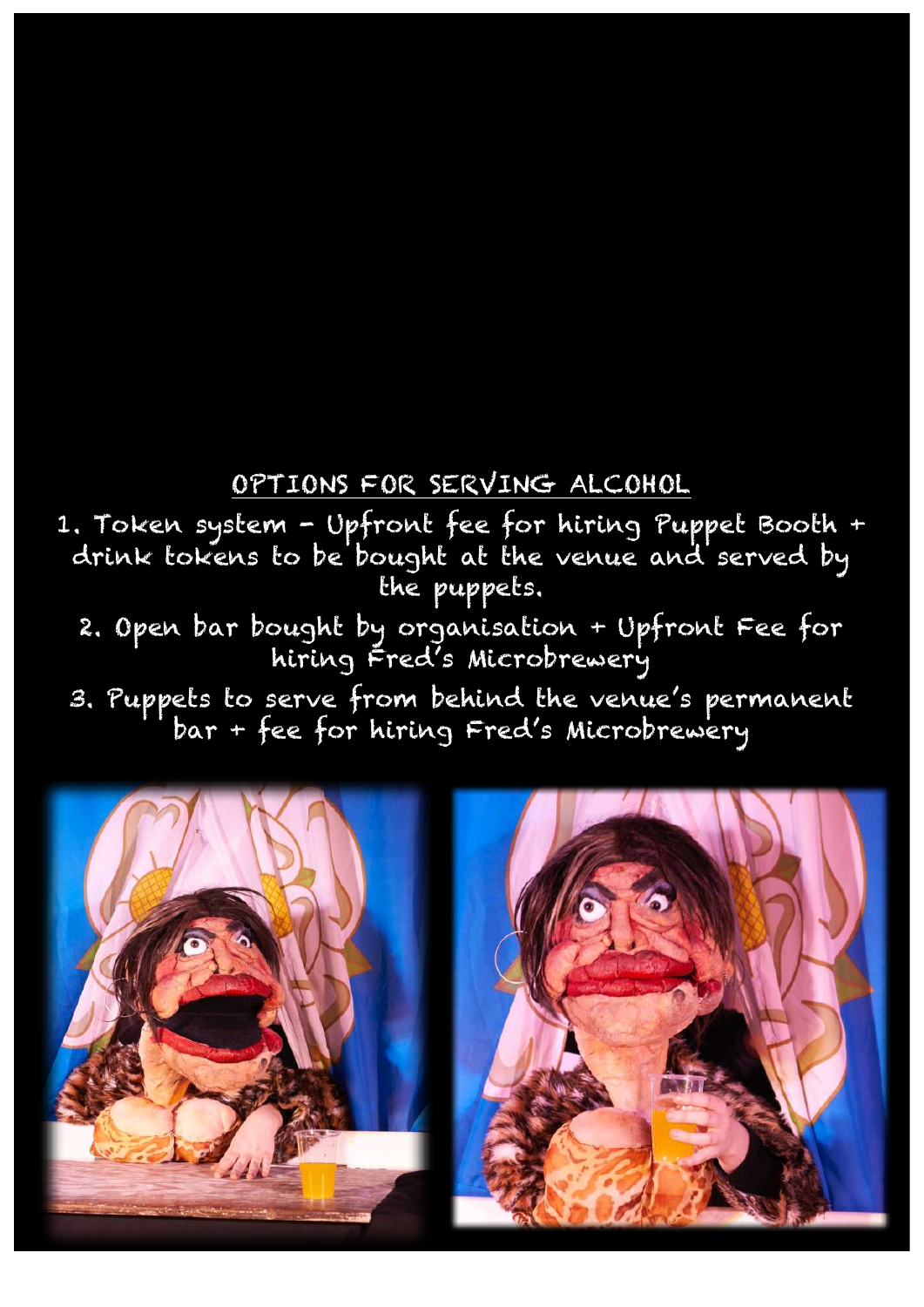## OPTIONS FOR SERVING ALCOHOL

1. Token system - Upfront fee for hiring Puppet Booth + drink tokens to be bought at the venue and served by the puppets.
2. Open bar bought by organisation + Upfront Fee for hiring Fred's Microbrewery
3. Puppets to serve from behind the venue's permanent bar + fee for hiring Fred's Microbrewery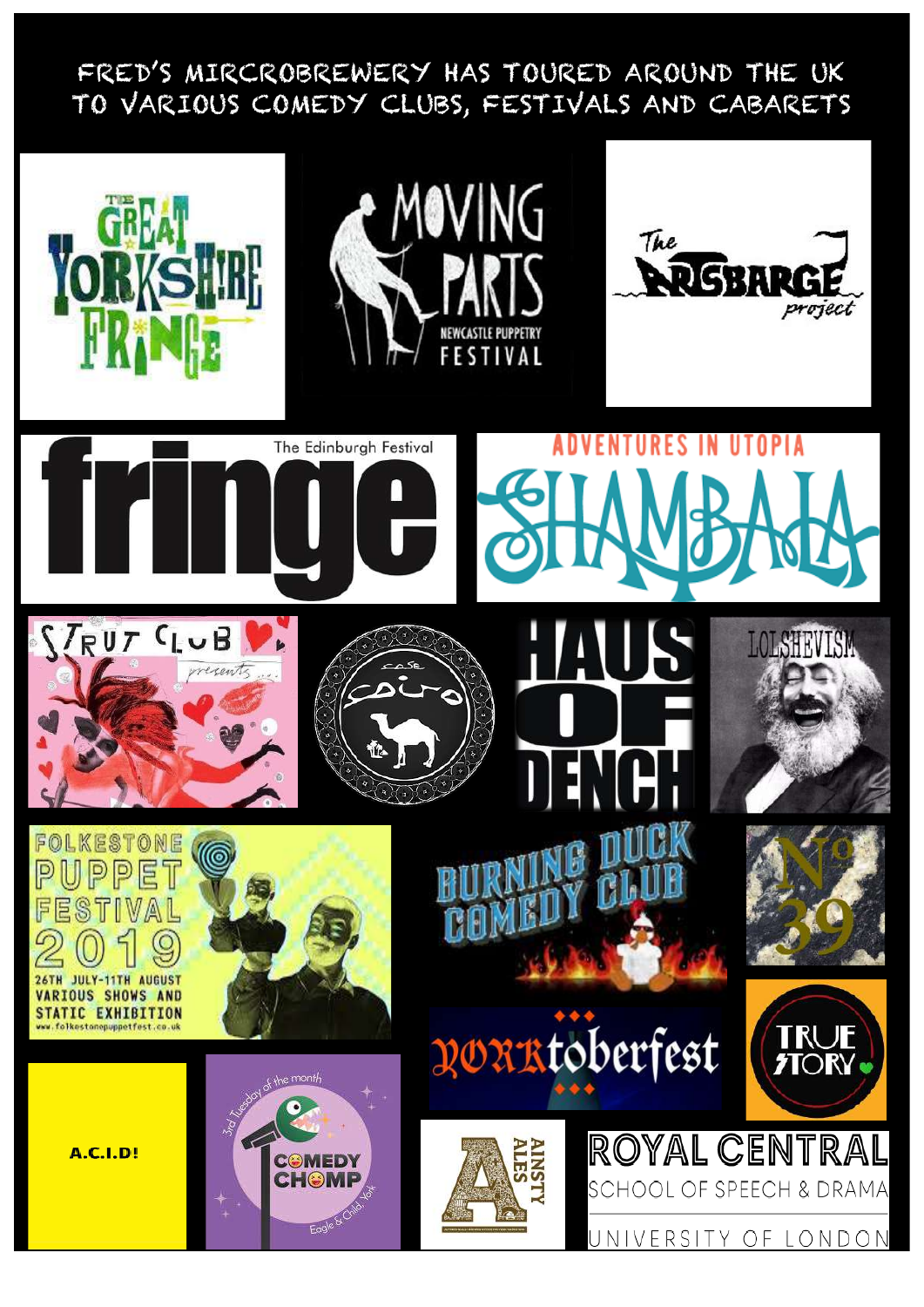FRED'S MIRCROBREWERY HAS TOURED AROUND THE UK TO VARIOUS COMEDY CLUBS, FESTIVALS AND CABARETS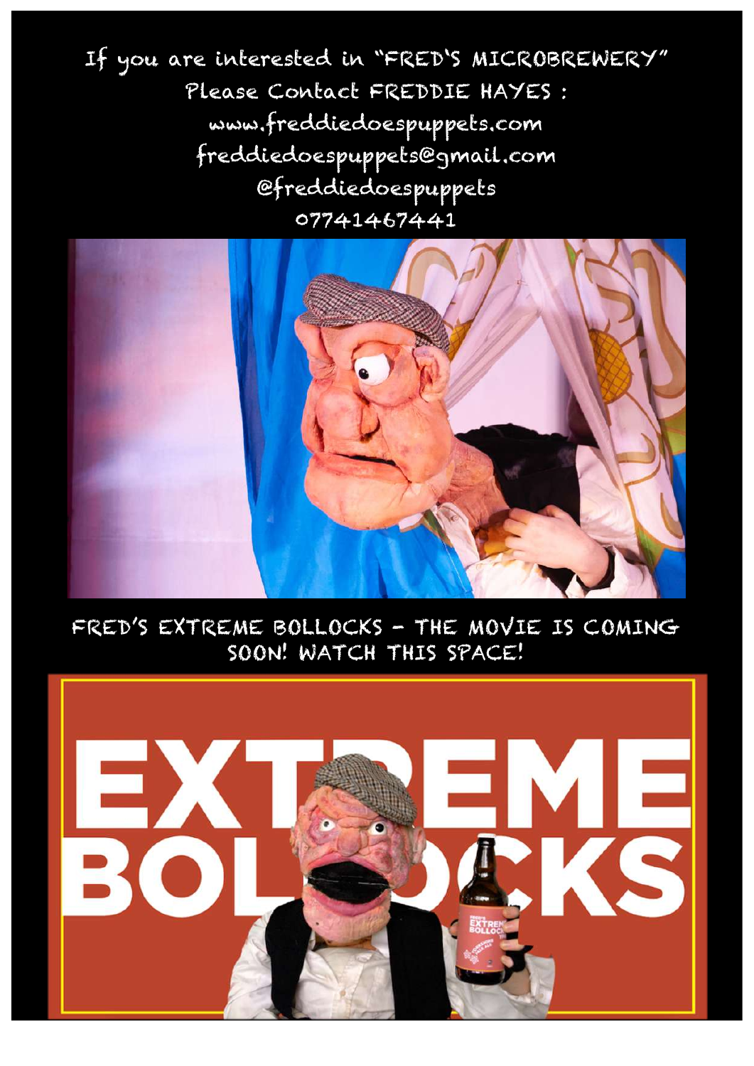If you are interested in "FRED'S MICROBREWERY"

Please Contact FREDDIE HAYES :

www.freddiedoespuppets.com

freddiedoespuppets@gmail.com

@freddiedoespuppets

07741467441

FRED'S EXTREME BOLLOCKS - THE MOVIE IS COMING SOON! WATCH THIS SPACE!